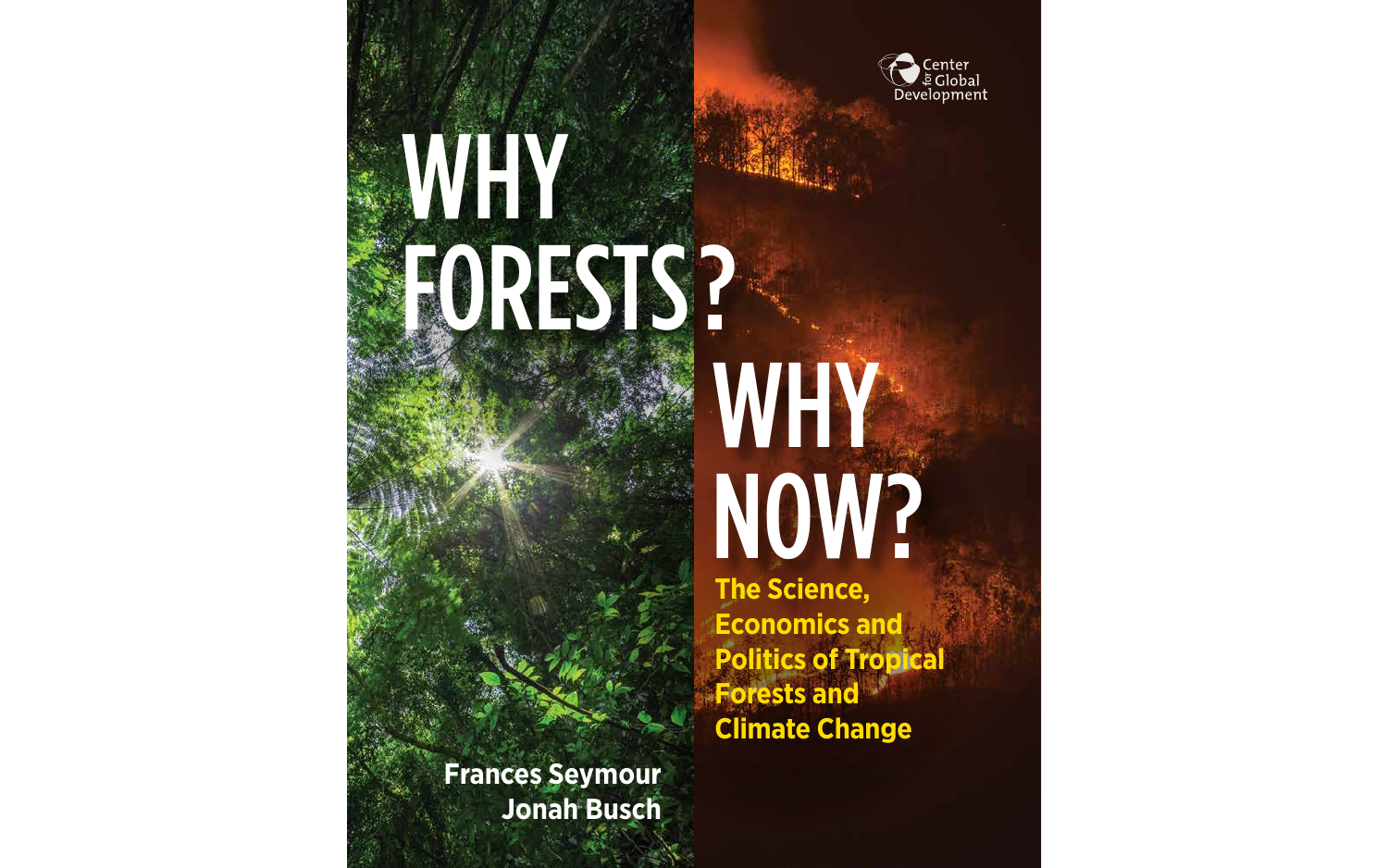Center for Global Development

# WHY FORESTS? WHY NOW?

## The Science, Economics and Politics of Tropical Forests and Climate Change

**Frances Seymour**
**Jonah Busch**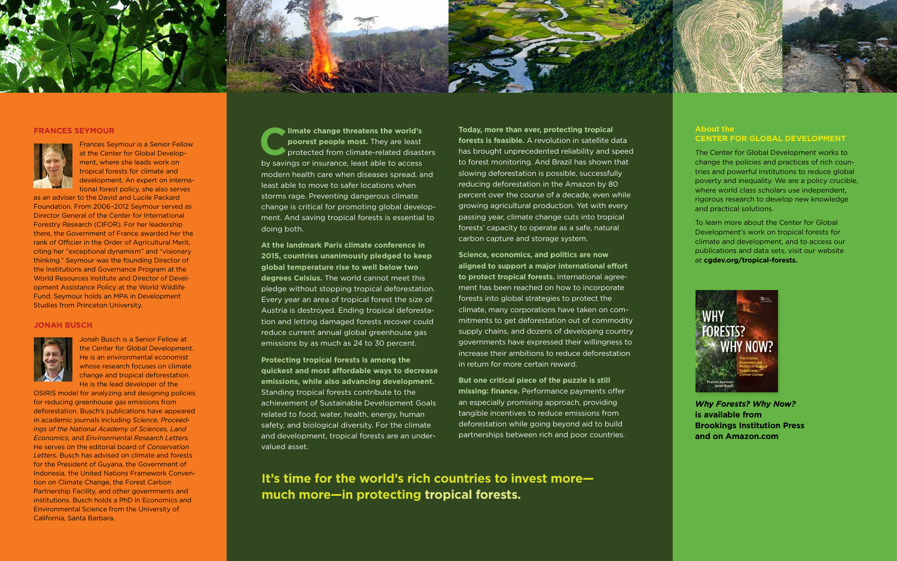## FRANCES SEYMOUR

Frances Seymour is a Senior Fellow at the Center for Global Development, where she leads work on tropical forests for climate and development. An expert on international forest policy, she also serves as an adviser to the David and Lucile Packard Foundation. From 2006–2012 Seymour served as Director General of the Center for International Forestry Research (CIFOR). For her leadership there, the Government of France awarded her the rank of Officier in the Order of Agricultural Merit, citing her "exceptional dynamism" and "visionary thinking." Seymour was the founding Director of the Institutions and Governance Program at the World Resources Institute and Director of Development Assistance Policy at the World Wildlife Fund. Seymour holds an MPA in Development Studies from Princeton University.

## JONAH BUSCH

Jonah Busch is a Senior Fellow at the Center for Global Development. He is an environmental economist whose research focuses on climate change and tropical deforestation. He is the lead developer of the OSIRIS model for analyzing and designing policies for reducing greenhouse gas emissions from deforestation. Busch's publications have appeared in academic journals including *Science, Proceedings of the National Academy of Sciences, Land Economics,* and *Environmental Research Letters.* He serves on the editorial board of *Conservation Letters.* Busch has advised on climate and forests for the President of Guyana, the Government of Indonesia, the United Nations Framework Convention on Climate Change, the Forest Carbon Partnership Facility, and other governments and institutions. Busch holds a PhD in Economics and Environmental Science from the University of California, Santa Barbara.

**Climate change threatens the world's poorest people most.** They are least protected from climate-related disasters by savings or insurance, least able to access modern health care when diseases spread, and least able to move to safer locations when storms rage. Preventing dangerous climate change is critical for promoting global development. And saving tropical forests is essential to doing both.

**At the landmark Paris climate conference in 2015, countries unanimously pledged to keep global temperature rise to well below two degrees Celsius.** The world cannot meet this pledge without stopping tropical deforestation. Every year an area of tropical forest the size of Austria is destroyed. Ending tropical deforestation and letting damaged forests recover could reduce current annual global greenhouse gas emissions by as much as 24 to 30 percent.

**Protecting tropical forests is among the quickest and most affordable ways to decrease emissions, while also advancing development.** Standing tropical forests contribute to the achievement of Sustainable Development Goals related to food, water, health, energy, human safety, and biological diversity. For the climate and development, tropical forests are an undervalued asset.

**Today, more than ever, protecting tropical forests is feasible.** A revolution in satellite data has brought unprecedented reliability and speed to forest monitoring. And Brazil has shown that slowing deforestation is possible, successfully reducing deforestation in the Amazon by 80 percent over the course of a decade, even while growing agricultural production. Yet with every passing year, climate change cuts into tropical forests' capacity to operate as a safe, natural carbon capture and storage system.

**Science, economics, and politics are now aligned to support a major international effort to protect tropical forests.** International agreement has been reached on how to incorporate forests into global strategies to protect the climate, many corporations have taken on commitments to get deforestation out of commodity supply chains, and dozens of developing country governments have expressed their willingness to increase their ambitions to reduce deforestation in return for more certain reward.

**But one critical piece of the puzzle is still missing: finance.** Performance payments offer an especially promising approach, providing tangible incentives to reduce emissions from deforestation while going beyond aid to build partnerships between rich and poor countries.

**It's time for the world's rich countries to invest more—much more—in protecting tropical forests.**

## About the CENTER FOR GLOBAL DEVELOPMENT

The Center for Global Development works to change the policies and practices of rich countries and powerful institutions to reduce global poverty and inequality. We are a policy crucible, where world class scholars use independent, rigorous research to develop new knowledge and practical solutions.

To learn more about the Center for Global Development's work on tropical forests for climate and development, and to access our publications and data sets, visit our website at **cgdev.org/tropical-forests.**

***Why Forests? Why Now?*** **is available from Brookings Institution Press and on Amazon.com**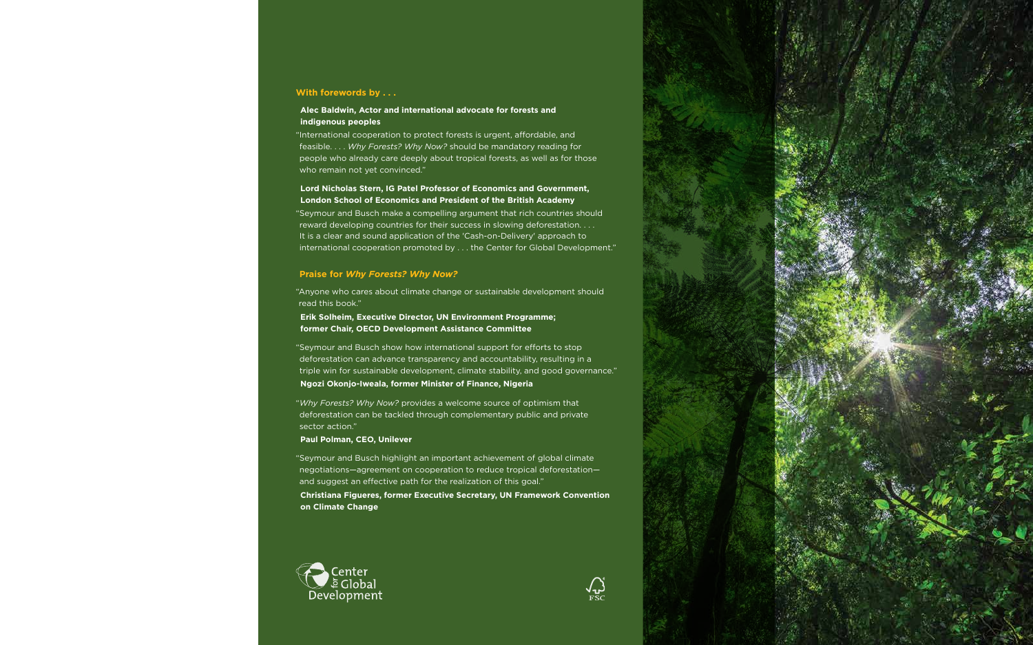## With forewords by . . .

**Alec Baldwin, Actor and international advocate for forests and indigenous peoples**

"International cooperation to protect forests is urgent, affordable, and feasible. . . . *Why Forests? Why Now?* should be mandatory reading for people who already care deeply about tropical forests, as well as for those who remain not yet convinced."

**Lord Nicholas Stern, IG Patel Professor of Economics and Government, London School of Economics and President of the British Academy**

"Seymour and Busch make a compelling argument that rich countries should reward developing countries for their success in slowing deforestation. . . . It is a clear and sound application of the 'Cash-on-Delivery' approach to international cooperation promoted by . . . the Center for Global Development."

## Praise for *Why Forests? Why Now?*

"Anyone who cares about climate change or sustainable development should read this book."

**Erik Solheim, Executive Director, UN Environment Programme; former Chair, OECD Development Assistance Committee**

"Seymour and Busch show how international support for efforts to stop deforestation can advance transparency and accountability, resulting in a triple win for sustainable development, climate stability, and good governance."

**Ngozi Okonjo-Iweala, former Minister of Finance, Nigeria**

"*Why Forests? Why Now?* provides a welcome source of optimism that deforestation can be tackled through complementary public and private sector action."

**Paul Polman, CEO, Unilever**

"Seymour and Busch highlight an important achievement of global climate negotiations—agreement on cooperation to reduce tropical deforestation—and suggest an effective path for the realization of this goal."

**Christiana Figueres, former Executive Secretary, UN Framework Convention on Climate Change**

Center for Global Development

FSC